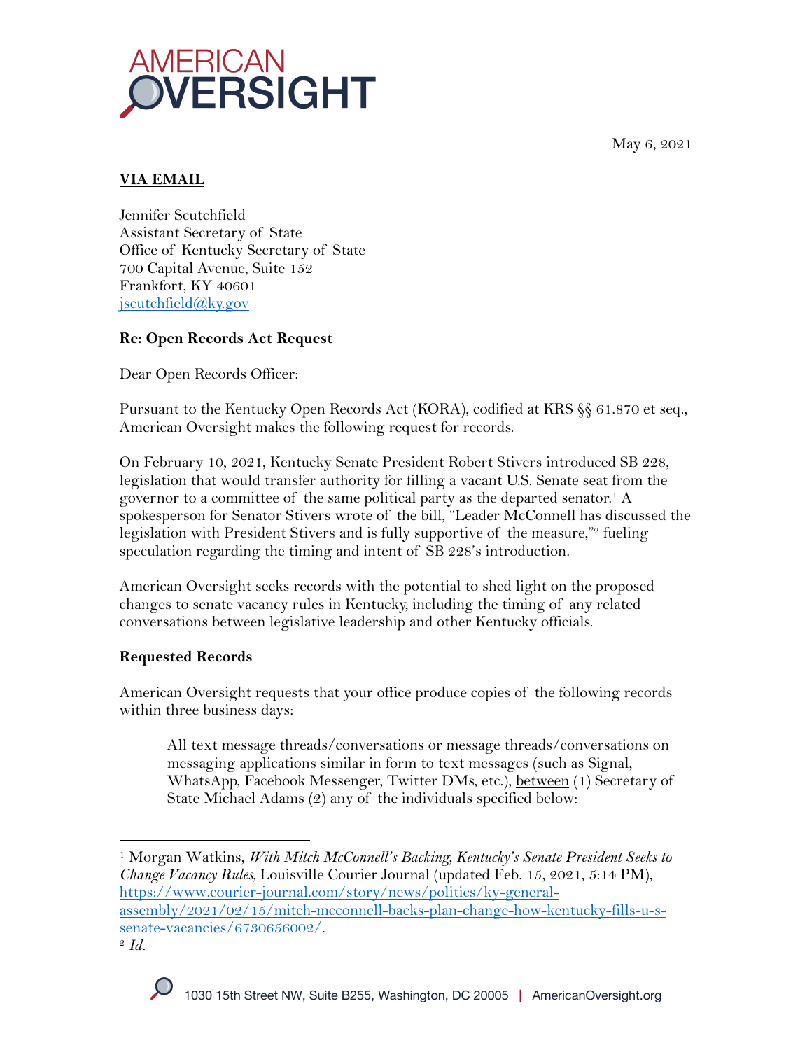AMERICAN OVERSIGHT

May 6, 2021

**VIA EMAIL**

Jennifer Scutchfield
Assistant Secretary of State
Office of Kentucky Secretary of State
700 Capital Avenue, Suite 152
Frankfort, KY 40601
jscutchfield@ky.gov

**Re: Open Records Act Request**

Dear Open Records Officer:

Pursuant to the Kentucky Open Records Act (KORA), codified at KRS §§ 61.870 et seq., American Oversight makes the following request for records.

On February 10, 2021, Kentucky Senate President Robert Stivers introduced SB 228, legislation that would transfer authority for filling a vacant U.S. Senate seat from the governor to a committee of the same political party as the departed senator.[1] A spokesperson for Senator Stivers wrote of the bill, "Leader McConnell has discussed the legislation with President Stivers and is fully supportive of the measure,"[2] fueling speculation regarding the timing and intent of SB 228's introduction.

American Oversight seeks records with the potential to shed light on the proposed changes to senate vacancy rules in Kentucky, including the timing of any related conversations between legislative leadership and other Kentucky officials.

**Requested Records**

American Oversight requests that your office produce copies of the following records within three business days:

> All text message threads/conversations or message threads/conversations on messaging applications similar in form to text messages (such as Signal, WhatsApp, Facebook Messenger, Twitter DMs, etc.), between (1) Secretary of State Michael Adams (2) any of the individuals specified below:

---

[1] Morgan Watkins, *With Mitch McConnell's Backing, Kentucky's Senate President Seeks to Change Vacancy Rules*, Louisville Courier Journal (updated Feb. 15, 2021, 5:14 PM), https://www.courier-journal.com/story/news/politics/ky-general-assembly/2021/02/15/mitch-mcconnell-backs-plan-change-how-kentucky-fills-u-s-senate-vacancies/6730656002/.

[2] *Id.*

1030 15th Street NW, Suite B255, Washington, DC 20005 | AmericanOversight.org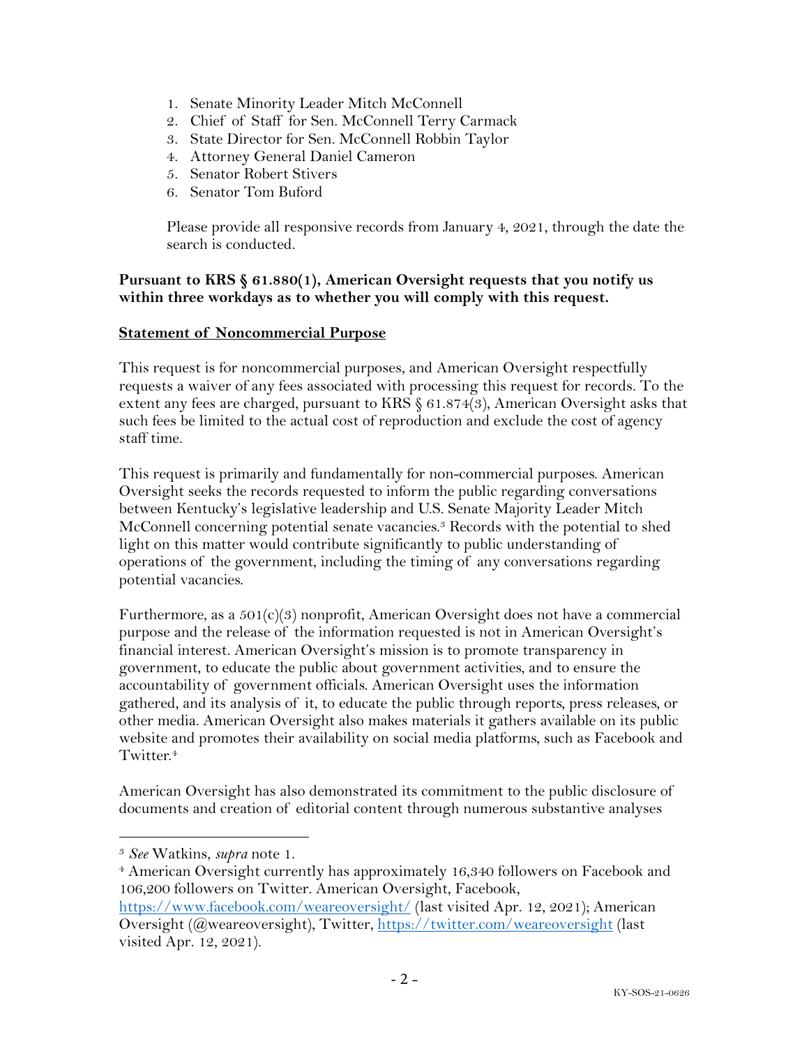1. Senate Minority Leader Mitch McConnell
2. Chief of Staff for Sen. McConnell Terry Carmack
3. State Director for Sen. McConnell Robbin Taylor
4. Attorney General Daniel Cameron
5. Senator Robert Stivers
6. Senator Tom Buford

Please provide all responsive records from January 4, 2021, through the date the search is conducted.

**Pursuant to KRS § 61.880(1), American Oversight requests that you notify us within three workdays as to whether you will comply with this request.**

**Statement of Noncommercial Purpose**

This request is for noncommercial purposes, and American Oversight respectfully requests a waiver of any fees associated with processing this request for records. To the extent any fees are charged, pursuant to KRS § 61.874(3), American Oversight asks that such fees be limited to the actual cost of reproduction and exclude the cost of agency staff time.

This request is primarily and fundamentally for non-commercial purposes. American Oversight seeks the records requested to inform the public regarding conversations between Kentucky's legislative leadership and U.S. Senate Majority Leader Mitch McConnell concerning potential senate vacancies.[3] Records with the potential to shed light on this matter would contribute significantly to public understanding of operations of the government, including the timing of any conversations regarding potential vacancies.

Furthermore, as a 501(c)(3) nonprofit, American Oversight does not have a commercial purpose and the release of the information requested is not in American Oversight's financial interest. American Oversight's mission is to promote transparency in government, to educate the public about government activities, and to ensure the accountability of government officials. American Oversight uses the information gathered, and its analysis of it, to educate the public through reports, press releases, or other media. American Oversight also makes materials it gathers available on its public website and promotes their availability on social media platforms, such as Facebook and Twitter.[4]

American Oversight has also demonstrated its commitment to the public disclosure of documents and creation of editorial content through numerous substantive analyses

[3] *See* Watkins, *supra* note 1.

[4] American Oversight currently has approximately 16,340 followers on Facebook and 106,200 followers on Twitter. American Oversight, Facebook, https://www.facebook.com/weareoversight/ (last visited Apr. 12, 2021); American Oversight (@weareoversight), Twitter, https://twitter.com/weareoversight (last visited Apr. 12, 2021).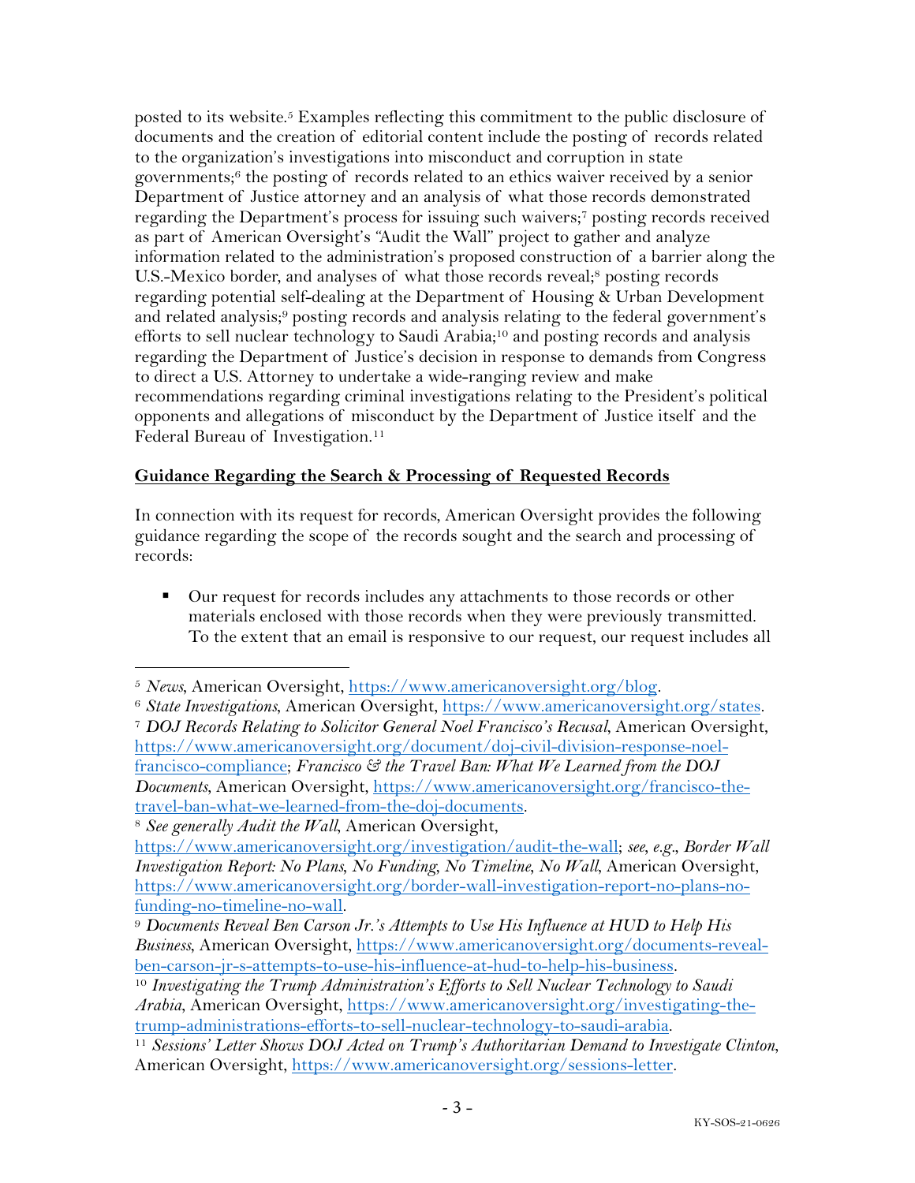posted to its website.[5] Examples reflecting this commitment to the public disclosure of documents and the creation of editorial content include the posting of records related to the organization's investigations into misconduct and corruption in state governments;[6] the posting of records related to an ethics waiver received by a senior Department of Justice attorney and an analysis of what those records demonstrated regarding the Department's process for issuing such waivers;[7] posting records received as part of American Oversight's "Audit the Wall" project to gather and analyze information related to the administration's proposed construction of a barrier along the U.S.-Mexico border, and analyses of what those records reveal;[8] posting records regarding potential self-dealing at the Department of Housing & Urban Development and related analysis;[9] posting records and analysis relating to the federal government's efforts to sell nuclear technology to Saudi Arabia;[10] and posting records and analysis regarding the Department of Justice's decision in response to demands from Congress to direct a U.S. Attorney to undertake a wide-ranging review and make recommendations regarding criminal investigations relating to the President's political opponents and allegations of misconduct by the Department of Justice itself and the Federal Bureau of Investigation.[11]

**<u>Guidance Regarding the Search & Processing of Requested Records</u>**

In connection with its request for records, American Oversight provides the following guidance regarding the scope of the records sought and the search and processing of records:

- Our request for records includes any attachments to those records or other materials enclosed with those records when they were previously transmitted. To the extent that an email is responsive to our request, our request includes all

---

[5] *News*, American Oversight, https://www.americanoversight.org/blog.

[6] *State Investigations*, American Oversight, https://www.americanoversight.org/states.

[7] *DOJ Records Relating to Solicitor General Noel Francisco's Recusal*, American Oversight, https://www.americanoversight.org/document/doj-civil-division-response-noel-francisco-compliance; *Francisco & the Travel Ban: What We Learned from the DOJ Documents*, American Oversight, https://www.americanoversight.org/francisco-the-travel-ban-what-we-learned-from-the-doj-documents.

[8] *See generally Audit the Wall*, American Oversight, https://www.americanoversight.org/investigation/audit-the-wall; *see, e.g.*, *Border Wall Investigation Report: No Plans, No Funding, No Timeline, No Wall*, American Oversight, https://www.americanoversight.org/border-wall-investigation-report-no-plans-no-funding-no-timeline-no-wall.

[9] *Documents Reveal Ben Carson Jr.'s Attempts to Use His Influence at HUD to Help His Business*, American Oversight, https://www.americanoversight.org/documents-reveal-ben-carson-jr-s-attempts-to-use-his-influence-at-hud-to-help-his-business.

[10] *Investigating the Trump Administration's Efforts to Sell Nuclear Technology to Saudi Arabia*, American Oversight, https://www.americanoversight.org/investigating-the-trump-administrations-efforts-to-sell-nuclear-technology-to-saudi-arabia.

[11] *Sessions' Letter Shows DOJ Acted on Trump's Authoritarian Demand to Investigate Clinton*, American Oversight, https://www.americanoversight.org/sessions-letter.

KY-SOS-21-0626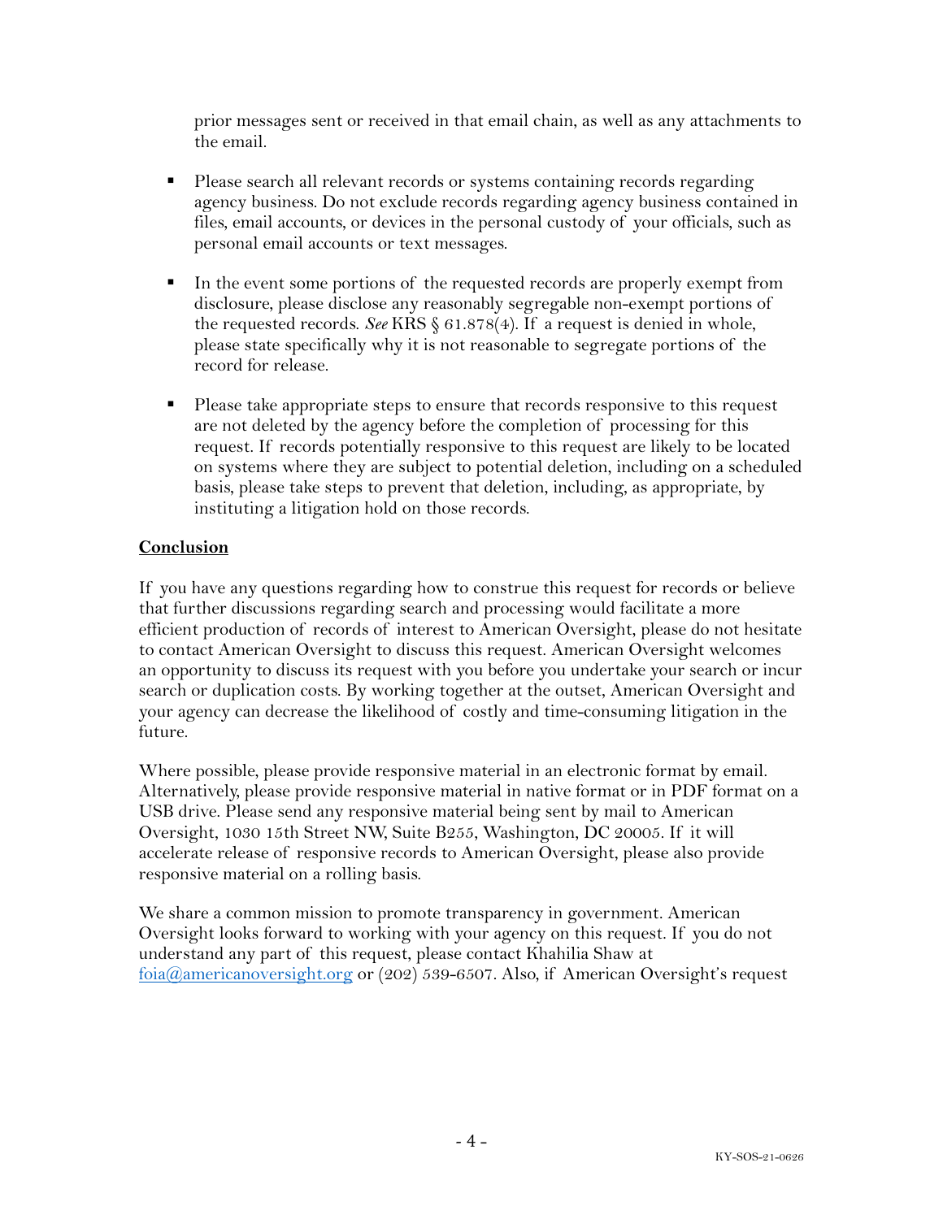prior messages sent or received in that email chain, as well as any attachments to the email.

- Please search all relevant records or systems containing records regarding agency business. Do not exclude records regarding agency business contained in files, email accounts, or devices in the personal custody of your officials, such as personal email accounts or text messages.

- In the event some portions of the requested records are properly exempt from disclosure, please disclose any reasonably segregable non-exempt portions of the requested records. *See* KRS § 61.878(4). If a request is denied in whole, please state specifically why it is not reasonable to segregate portions of the record for release.

- Please take appropriate steps to ensure that records responsive to this request are not deleted by the agency before the completion of processing for this request. If records potentially responsive to this request are likely to be located on systems where they are subject to potential deletion, including on a scheduled basis, please take steps to prevent that deletion, including, as appropriate, by instituting a litigation hold on those records.

**Conclusion**

If you have any questions regarding how to construe this request for records or believe that further discussions regarding search and processing would facilitate a more efficient production of records of interest to American Oversight, please do not hesitate to contact American Oversight to discuss this request. American Oversight welcomes an opportunity to discuss its request with you before you undertake your search or incur search or duplication costs. By working together at the outset, American Oversight and your agency can decrease the likelihood of costly and time-consuming litigation in the future.

Where possible, please provide responsive material in an electronic format by email. Alternatively, please provide responsive material in native format or in PDF format on a USB drive. Please send any responsive material being sent by mail to American Oversight, 1030 15th Street NW, Suite B255, Washington, DC 20005. If it will accelerate release of responsive records to American Oversight, please also provide responsive material on a rolling basis.

We share a common mission to promote transparency in government. American Oversight looks forward to working with your agency on this request. If you do not understand any part of this request, please contact Khahilia Shaw at foia@americanoversight.org or (202) 539-6507. Also, if American Oversight's request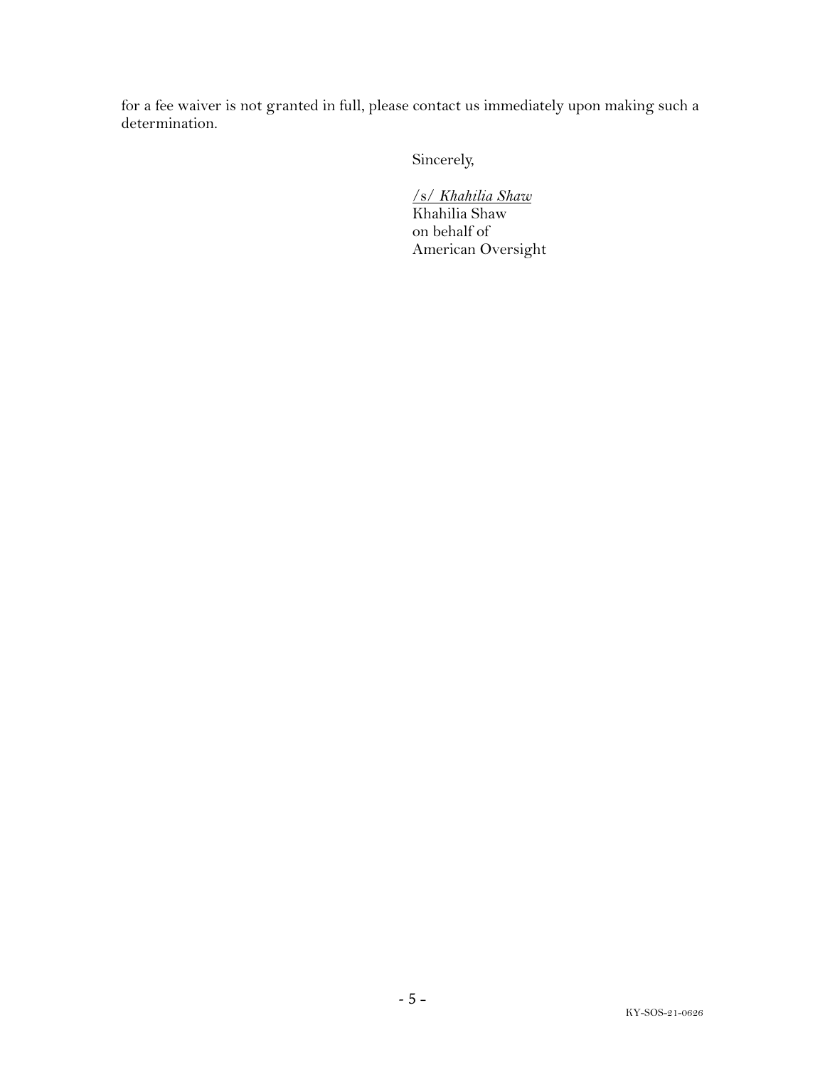for a fee waiver is not granted in full, please contact us immediately upon making such a determination.

Sincerely,

*/s/ Khahilia Shaw*
Khahilia Shaw
on behalf of
American Oversight